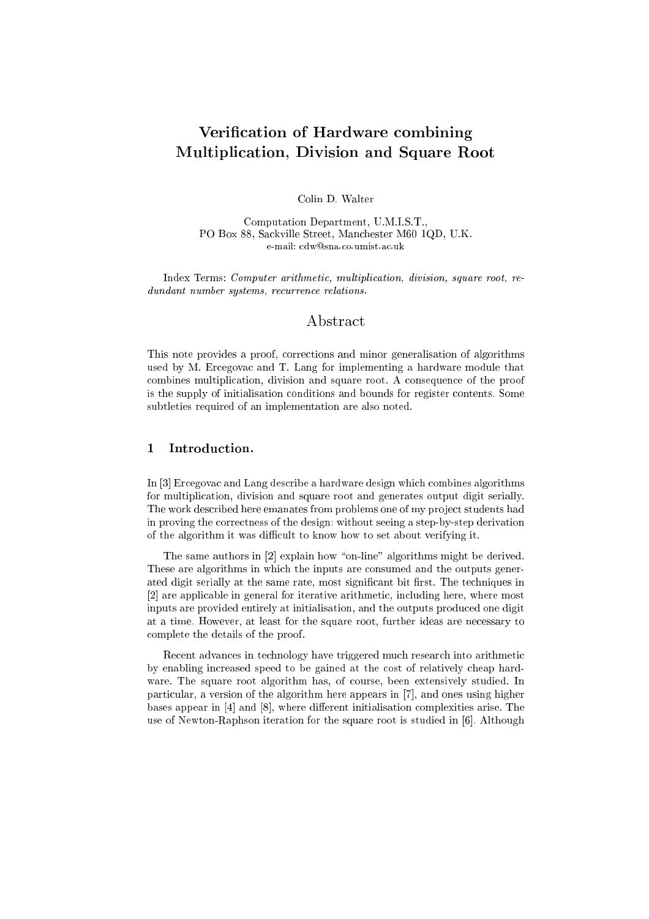# Verification of Hardware combining Multiplication, Division and Square Root

Colin D. Walter

Computation Department, U.M.I.S.T.,
PO Box 88, Sackville Street, Manchester M60 1QD, U.K.
e-mail: cdw@sna.co.umist.ac.uk

Index Terms: *Computer arithmetic, multiplication, division, square root, redundant number systems, recurrence relations.*

## Abstract

This note provides a proof, corrections and minor generalisation of algorithms used by M. Ercegovac and T. Lang for implementing a hardware module that combines multiplication, division and square root. A consequence of the proof is the supply of initialisation conditions and bounds for register contents. Some subtleties required of an implementation are also noted.

## 1 Introduction.

In [3] Ercegovac and Lang describe a hardware design which combines algorithms for multiplication, division and square root and generates output digit serially. The work described here emanates from problems one of my project students had in proving the correctness of the design: without seeing a step-by-step derivation of the algorithm it was difficult to know how to set about verifying it.

The same authors in [2] explain how "on-line" algorithms might be derived. These are algorithms in which the inputs are consumed and the outputs generated digit serially at the same rate, most significant bit first. The techniques in [2] are applicable in general for iterative arithmetic, including here, where most inputs are provided entirely at initialisation, and the outputs produced one digit at a time. However, at least for the square root, further ideas are necessary to complete the details of the proof.

Recent advances in technology have triggered much research into arithmetic by enabling increased speed to be gained at the cost of relatively cheap hardware. The square root algorithm has, of course, been extensively studied. In particular, a version of the algorithm here appears in [7], and ones using higher bases appear in [4] and [8], where different initialisation complexities arise. The use of Newton-Raphson iteration for the square root is studied in [6]. Although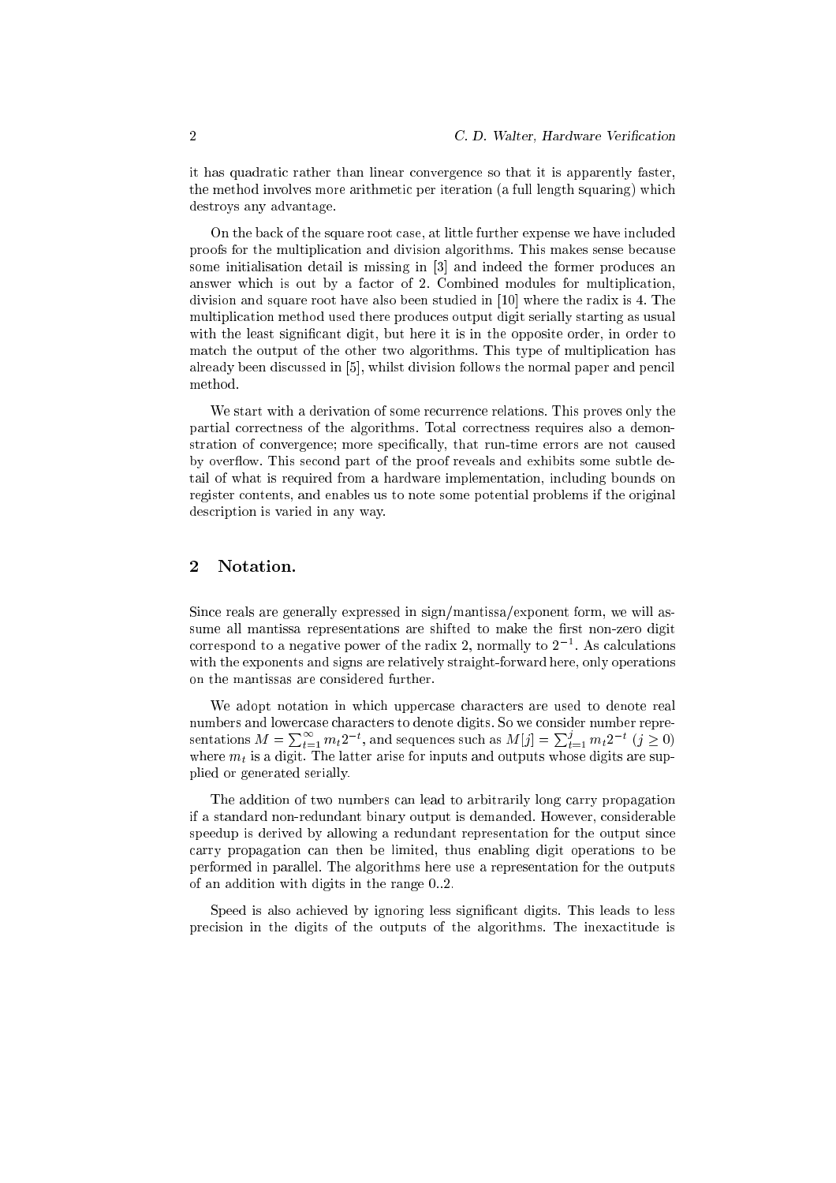it has quadratic rather than linear convergence so that it is apparently faster, the method involves more arithmetic per iteration (a full length squaring) which destroys any advantage.

On the back of the square root case, at little further expense we have included proofs for the multiplication and division algorithms. This makes sense because some initialisation detail is missing in [3] and indeed the former produces an answer which is out by a factor of 2. Combined modules for multiplication, division and square root have also been studied in [10] where the radix is 4. The multiplication method used there produces output digit serially starting as usual with the least significant digit, but here it is in the opposite order, in order to match the output of the other two algorithms. This type of multiplication has already been discussed in [5], whilst division follows the normal paper and pencil method.

We start with a derivation of some recurrence relations. This proves only the partial correctness of the algorithms. Total correctness requires also a demonstration of convergence; more specifically, that run-time errors are not caused by overflow. This second part of the proof reveals and exhibits some subtle detail of what is required from a hardware implementation, including bounds on register contents, and enables us to note some potential problems if the original description is varied in any way.

## 2 Notation.

Since reals are generally expressed in sign/mantissa/exponent form, we will assume all mantissa representations are shifted to make the first non-zero digit correspond to a negative power of the radix 2, normally to $2^{-1}$. As calculations with the exponents and signs are relatively straight-forward here, only operations on the mantissas are considered further.

We adopt notation in which uppercase characters are used to denote real numbers and lowercase characters to denote digits. So we consider number representations $M = \sum_{t=1}^{\infty} m_t 2^{-t}$, and sequences such as $M[j] = \sum_{t=1}^{j} m_t 2^{-t}$ $(j \geq 0)$ where $m_t$ is a digit. The latter arise for inputs and outputs whose digits are supplied or generated serially.

The addition of two numbers can lead to arbitrarily long carry propagation if a standard non-redundant binary output is demanded. However, considerable speedup is derived by allowing a redundant representation for the output since carry propagation can then be limited, thus enabling digit operations to be performed in parallel. The algorithms here use a representation for the outputs of an addition with digits in the range 0..2.

Speed is also achieved by ignoring less significant digits. This leads to less precision in the digits of the outputs of the algorithms. The inexactitude is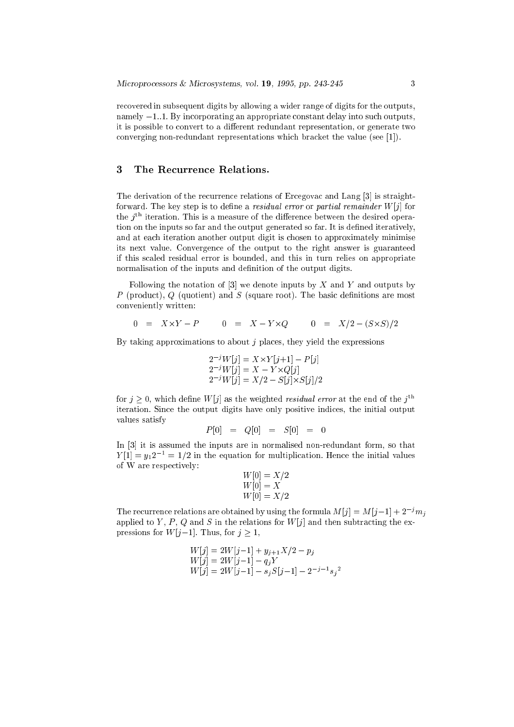recovered in subsequent digits by allowing a wider range of digits for the outputs, namely $-1..1$. By incorporating an appropriate constant delay into such outputs, it is possible to convert to a different redundant representation, or generate two converging non-redundant representations which bracket the value (see [1]).

## 3 The Recurrence Relations.

The derivation of the recurrence relations of Ercegovac and Lang [3] is straightforward. The key step is to define a *residual error* or *partial remainder* $W[j]$ for the $j^{\text{th}}$ iteration. This is a measure of the difference between the desired operation on the inputs so far and the output generated so far. It is defined iteratively, and at each iteration another output digit is chosen to approximately minimise its next value. Convergence of the output to the right answer is guaranteed if this scaled residual error is bounded, and this in turn relies on appropriate normalisation of the inputs and definition of the output digits.

Following the notation of [3] we denote inputs by $X$ and $Y$ and outputs by $P$ (product), $Q$ (quotient) and $S$ (square root). The basic definitions are most conveniently written:

$$0 \;=\; X{\times}Y - P \qquad 0 \;=\; X - Y{\times}Q \qquad 0 \;=\; X/2 - (S{\times}S)/2$$

By taking approximations to about $j$ places, they yield the expressions

$$\begin{aligned}
2^{-j}W[j] &= X{\times}Y[j{+}1] - P[j] \\
2^{-j}W[j] &= X - Y{\times}Q[j] \\
2^{-j}W[j] &= X/2 - S[j]{\times}S[j]/2
\end{aligned}$$

for $j \geq 0$, which define $W[j]$ as the weighted *residual error* at the end of the $j^{\text{th}}$ iteration. Since the output digits have only positive indices, the initial output values satisfy

$$P[0] \;=\; Q[0] \;=\; S[0] \;=\; 0$$

In [3] it is assumed the inputs are in normalised non-redundant form, so that $Y[1] = y_1 2^{-1} = 1/2$ in the equation for multiplication. Hence the initial values of W are respectively:

$$\begin{aligned}
W[0] &= X/2 \\
W[0] &= X \\
W[0] &= X/2
\end{aligned}$$

The recurrence relations are obtained by using the formula $M[j] = M[j{-}1] + 2^{-j}m_j$ applied to $Y$, $P$, $Q$ and $S$ in the relations for $W[j]$ and then subtracting the expressions for $W[j{-}1]$. Thus, for $j \geq 1$,

$$\begin{aligned}
W[j] &= 2W[j{-}1] + y_{j+1}X/2 - p_j \\
W[j] &= 2W[j{-}1] - q_jY \\
W[j] &= 2W[j{-}1] - s_jS[j{-}1] - 2^{-j-1}{s_j}^2
\end{aligned}$$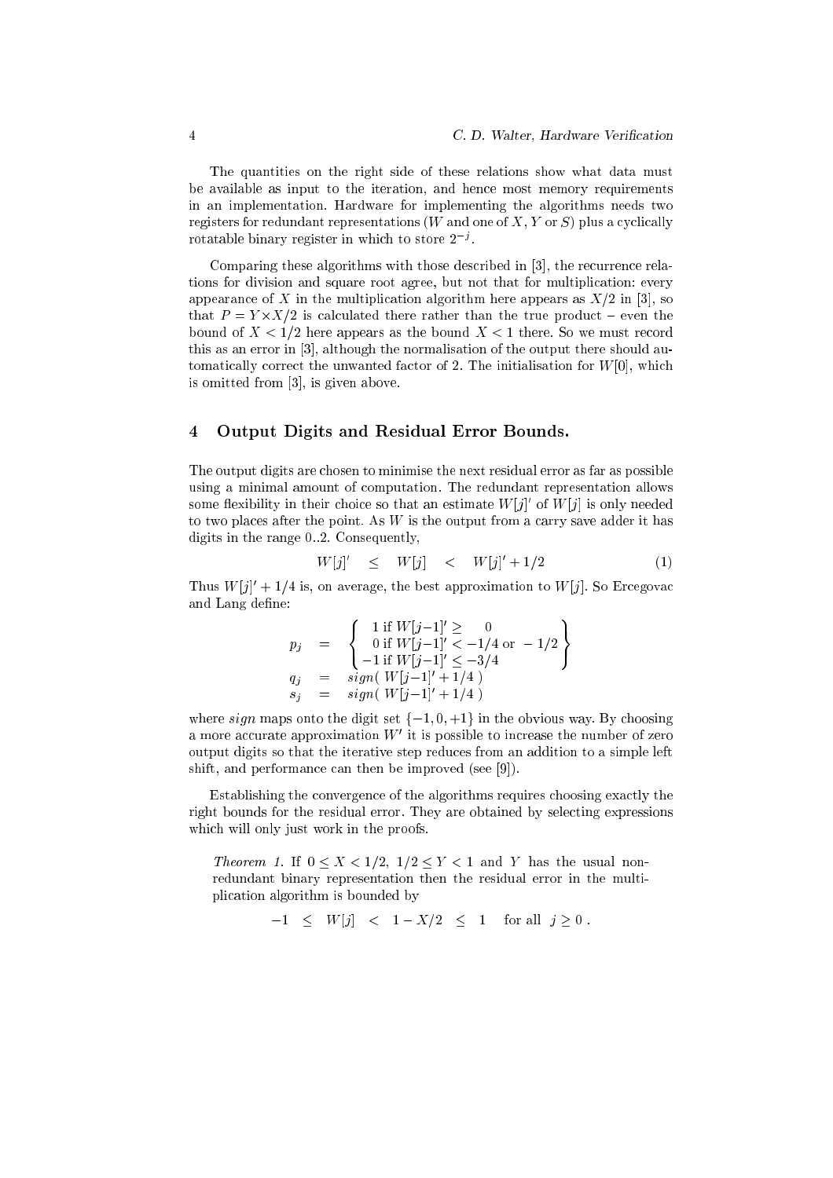The quantities on the right side of these relations show what data must be available as input to the iteration, and hence most memory requirements in an implementation. Hardware for implementing the algorithms needs two registers for redundant representations ($W$ and one of $X$, $Y$ or $S$) plus a cyclically rotatable binary register in which to store $2^{-j}$.

Comparing these algorithms with those described in [3], the recurrence relations for division and square root agree, but not that for multiplication: every appearance of $X$ in the multiplication algorithm here appears as $X/2$ in [3], so that $P = Y{\times}X/2$ is calculated there rather than the true product – even the bound of $X < 1/2$ here appears as the bound $X < 1$ there. So we must record this as an error in [3], although the normalisation of the output there should automatically correct the unwanted factor of 2. The initialisation for $W[0]$, which is omitted from [3], is given above.

## 4 Output Digits and Residual Error Bounds.

The output digits are chosen to minimise the next residual error as far as possible using a minimal amount of computation. The redundant representation allows some flexibility in their choice so that an estimate $W[j]'$ of $W[j]$ is only needed to two places after the point. As $W$ is the output from a carry save adder it has digits in the range 0..2. Consequently,

$$W[j]' \quad \leq \quad W[j] \quad < \quad W[j]' + 1/2 \tag{1}$$

Thus $W[j]' + 1/4$ is, on average, the best approximation to $W[j]$. So Ercegovac and Lang define:

$$\begin{aligned}
p_j &= \left\{ \begin{array}{l} 1 \text{ if } W[j{-}1]' \geq \quad 0 \\ 0 \text{ if } W[j{-}1]' < -1/4 \text{ or } -1/2 \\ -1 \text{ if } W[j{-}1]' \leq -3/4 \end{array} \right\} \\
q_j &= sign(\ W[j{-}1]' + 1/4\ ) \\
s_j &= sign(\ W[j{-}1]' + 1/4\ )
\end{aligned}$$

where $sign$ maps onto the digit set $\{-1, 0, +1\}$ in the obvious way. By choosing a more accurate approximation $W'$ it is possible to increase the number of zero output digits so that the iterative step reduces from an addition to a simple left shift, and performance can then be improved (see [9]).

Establishing the convergence of the algorithms requires choosing exactly the right bounds for the residual error. They are obtained by selecting expressions which will only just work in the proofs.

*Theorem 1.* If $0 \leq X < 1/2$, $1/2 \leq Y < 1$ and $Y$ has the usual non-redundant binary representation then the residual error in the multiplication algorithm is bounded by

$$-1 \quad \leq \quad W[j] \quad < \quad 1 - X/2 \quad \leq \quad 1 \qquad \text{for all } \; j \geq 0\ .$$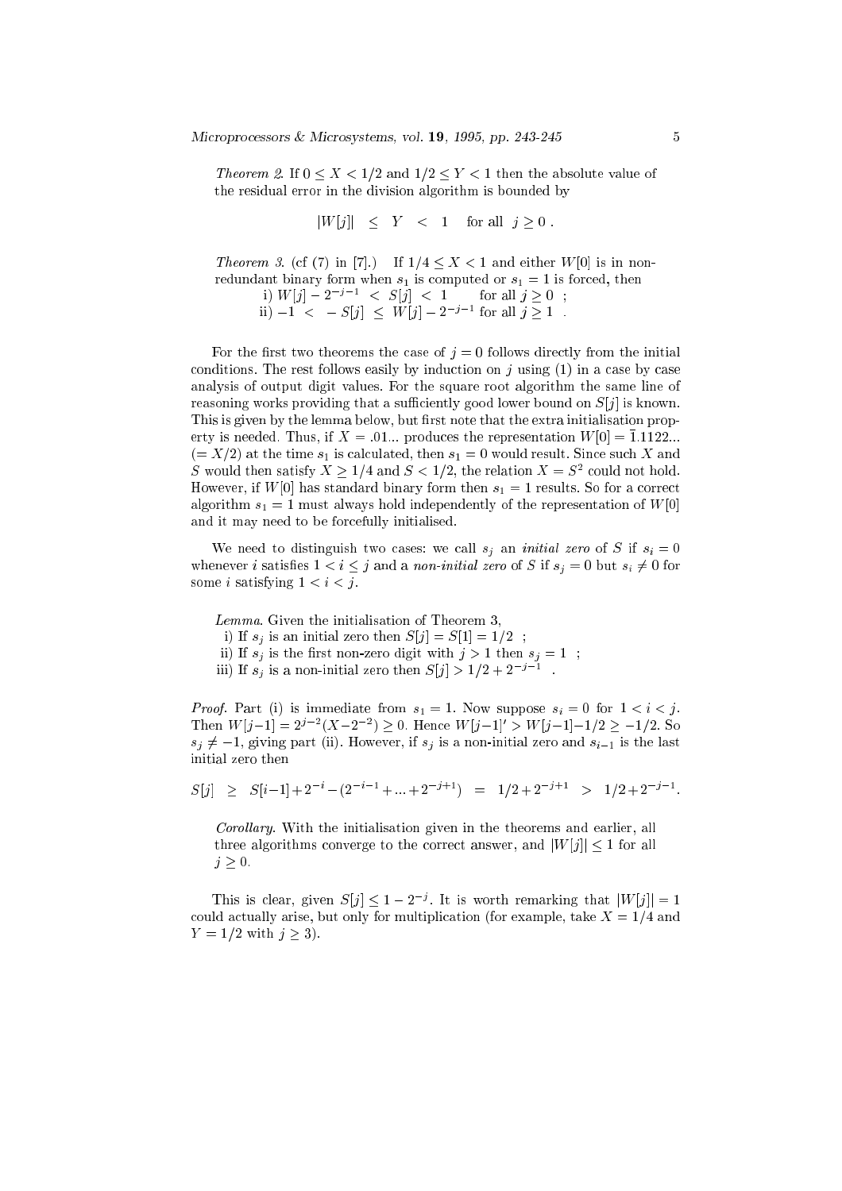*Theorem 2.* If $0 \le X < 1/2$ and $1/2 \le Y < 1$ then the absolute value of the residual error in the division algorithm is bounded by

$$|W[j]| \quad \le \quad Y \quad < \quad 1 \qquad \text{for all} \quad j \ge 0 \; .$$

*Theorem 3.* (cf (7) in [7].) If $1/4 \le X < 1$ and either $W[0]$ is in non-redundant binary form when $s_1$ is computed or $s_1 = 1$ is forced, then
 i) $W[j] - 2^{-j-1} \; < \; S[j] \; < \; 1 \qquad$ for all $j \ge 0$ ;
 ii) $-1 \; < \; -S[j] \; \le \; W[j] - 2^{-j-1}$ for all $j \ge 1$ .

For the first two theorems the case of $j = 0$ follows directly from the initial conditions. The rest follows easily by induction on $j$ using (1) in a case by case analysis of output digit values. For the square root algorithm the same line of reasoning works providing that a sufficiently good lower bound on $S[j]$ is known. This is given by the lemma below, but first note that the extra initialisation property is needed. Thus, if $X = .01...$ produces the representation $W[0] = \bar{1}.1122...$ ($= X/2$) at the time $s_1$ is calculated, then $s_1 = 0$ would result. Since such $X$ and $S$ would then satisfy $X \ge 1/4$ and $S < 1/2$, the relation $X = S^2$ could not hold. However, if $W[0]$ has standard binary form then $s_1 = 1$ results. So for a correct algorithm $s_1 = 1$ must always hold independently of the representation of $W[0]$ and it may need to be forcefully initialised.

We need to distinguish two cases: we call $s_j$ an *initial zero* of $S$ if $s_i = 0$ whenever $i$ satisfies $1 < i \le j$ and a *non-initial zero* of $S$ if $s_j = 0$ but $s_i \ne 0$ for some $i$ satisfying $1 < i < j$.

*Lemma.* Given the initialisation of Theorem 3,
 i) If $s_j$ is an initial zero then $S[j] = S[1] = 1/2$ ;
 ii) If $s_j$ is the first non-zero digit with $j > 1$ then $s_j = 1$ ;
 iii) If $s_j$ is a non-initial zero then $S[j] > 1/2 + 2^{-j-1}$ .

*Proof.* Part (i) is immediate from $s_1 = 1$. Now suppose $s_i = 0$ for $1 < i < j$. Then $W[j-1] = 2^{j-2}(X - 2^{-2}) \ge 0$. Hence $W[j-1]' > W[j-1] - 1/2 \ge -1/2$. So $s_j \ne -1$, giving part (ii). However, if $s_j$ is a non-initial zero and $s_{i-1}$ is the last initial zero then

$$S[j] \quad \ge \quad S[i-1] + 2^{-i} - (2^{-i-1} + ... + 2^{-j+1}) \quad = \quad 1/2 + 2^{-j+1} \quad > \quad 1/2 + 2^{-j-1}.$$

*Corollary.* With the initialisation given in the theorems and earlier, all three algorithms converge to the correct answer, and $|W[j]| \le 1$ for all $j \ge 0$.

This is clear, given $S[j] \le 1 - 2^{-j}$. It is worth remarking that $|W[j]| = 1$ could actually arise, but only for multiplication (for example, take $X = 1/4$ and $Y = 1/2$ with $j \ge 3$).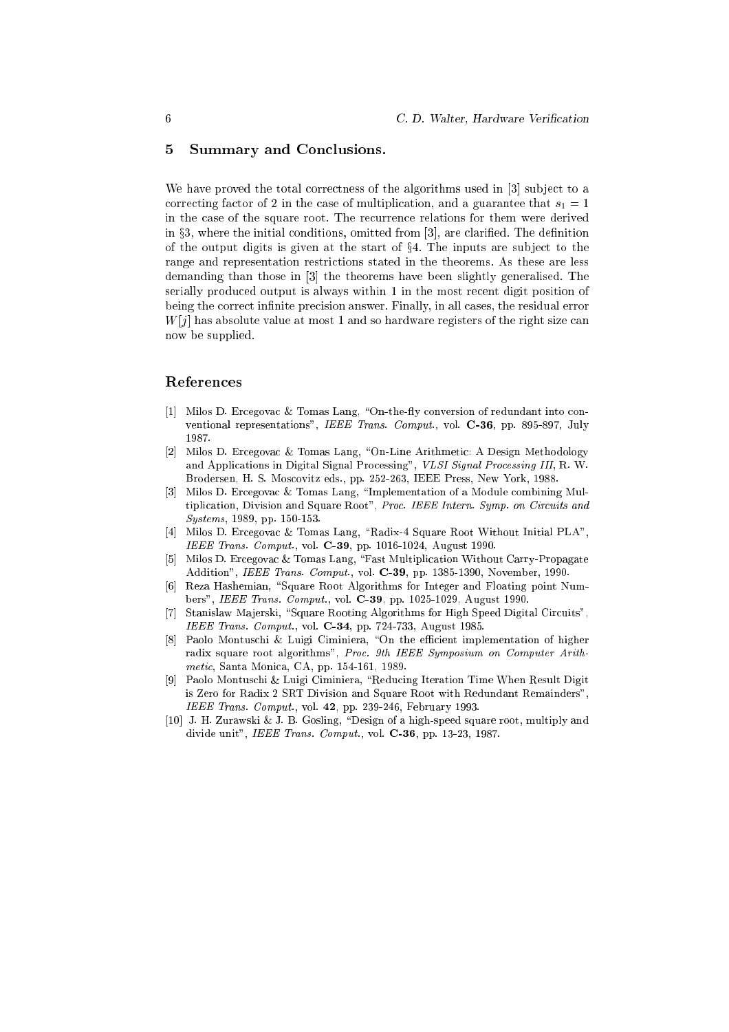## 5 Summary and Conclusions.

We have proved the total correctness of the algorithms used in [3] subject to a correcting factor of 2 in the case of multiplication, and a guarantee that $s_1 = 1$ in the case of the square root. The recurrence relations for them were derived in §3, where the initial conditions, omitted from [3], are clarified. The definition of the output digits is given at the start of §4. The inputs are subject to the range and representation restrictions stated in the theorems. As these are less demanding than those in [3] the theorems have been slightly generalised. The serially produced output is always within 1 in the most recent digit position of being the correct infinite precision answer. Finally, in all cases, the residual error $W[j]$ has absolute value at most 1 and so hardware registers of the right size can now be supplied.

## References

[1] Milos D. Ercegovac & Tomas Lang, "On-the-fly conversion of redundant into conventional representations", *IEEE Trans. Comput.*, vol. **C-36**, pp. 895-897, July 1987.

[2] Milos D. Ercegovac & Tomas Lang, "On-Line Arithmetic: A Design Methodology and Applications in Digital Signal Processing", *VLSI Signal Processing III*, R. W. Brodersen, H. S. Moscovitz eds., pp. 252-263, IEEE Press, New York, 1988.

[3] Milos D. Ercegovac & Tomas Lang, "Implementation of a Module combining Multiplication, Division and Square Root", *Proc. IEEE Intern. Symp. on Circuits and Systems*, 1989, pp. 150-153.

[4] Milos D. Ercegovac & Tomas Lang, "Radix-4 Square Root Without Initial PLA", *IEEE Trans. Comput.*, vol. **C-39**, pp. 1016-1024, August 1990.

[5] Milos D. Ercegovac & Tomas Lang, "Fast Multiplication Without Carry-Propagate Addition", *IEEE Trans. Comput.*, vol. **C-39**, pp. 1385-1390, November, 1990.

[6] Reza Hashemian, "Square Root Algorithms for Integer and Floating point Numbers", *IEEE Trans. Comput.*, vol. **C-39**, pp. 1025-1029, August 1990.

[7] Stanislaw Majerski, "Square Rooting Algorithms for High Speed Digital Circuits", *IEEE Trans. Comput.*, vol. **C-34**, pp. 724-733, August 1985.

[8] Paolo Montuschi & Luigi Ciminiera, "On the efficient implementation of higher radix square root algorithms", *Proc. 9th IEEE Symposium on Computer Arithmetic*, Santa Monica, CA, pp. 154-161, 1989.

[9] Paolo Montuschi & Luigi Ciminiera, "Reducing Iteration Time When Result Digit is Zero for Radix 2 SRT Division and Square Root with Redundant Remainders", *IEEE Trans. Comput.*, vol. **42**, pp. 239-246, February 1993.

[10] J. H. Zurawski & J. B. Gosling, "Design of a high-speed square root, multiply and divide unit", *IEEE Trans. Comput.*, vol. **C-36**, pp. 13-23, 1987.